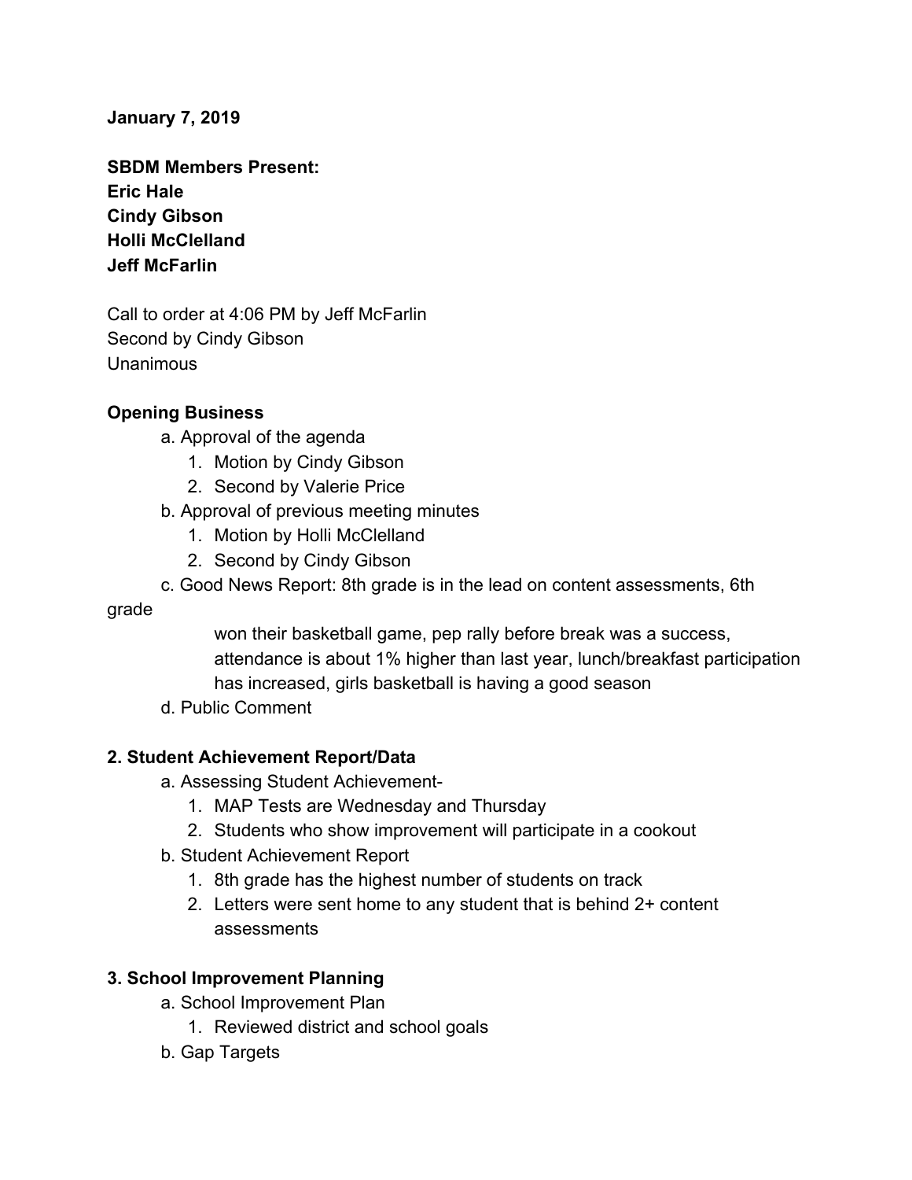**January 7, 2019**

**SBDM Members Present:**
**Eric Hale**
**Cindy Gibson**
**Holli McClelland**
**Jeff McFarlin**

Call to order at 4:06 PM by Jeff McFarlin
Second by Cindy Gibson
Unanimous

**Opening Business**

a. Approval of the agenda
   1. Motion by Cindy Gibson
   2. Second by Valerie Price

b. Approval of previous meeting minutes
   1. Motion by Holli McClelland
   2. Second by Cindy Gibson

c. Good News Report: 8th grade is in the lead on content assessments, 6th grade won their basketball game, pep rally before break was a success, attendance is about 1% higher than last year, lunch/breakfast participation has increased, girls basketball is having a good season

d. Public Comment

**2. Student Achievement Report/Data**

a. Assessing Student Achievement-
   1. MAP Tests are Wednesday and Thursday
   2. Students who show improvement will participate in a cookout

b. Student Achievement Report
   1. 8th grade has the highest number of students on track
   2. Letters were sent home to any student that is behind 2+ content assessments

**3. School Improvement Planning**

a. School Improvement Plan
   1. Reviewed district and school goals

b. Gap Targets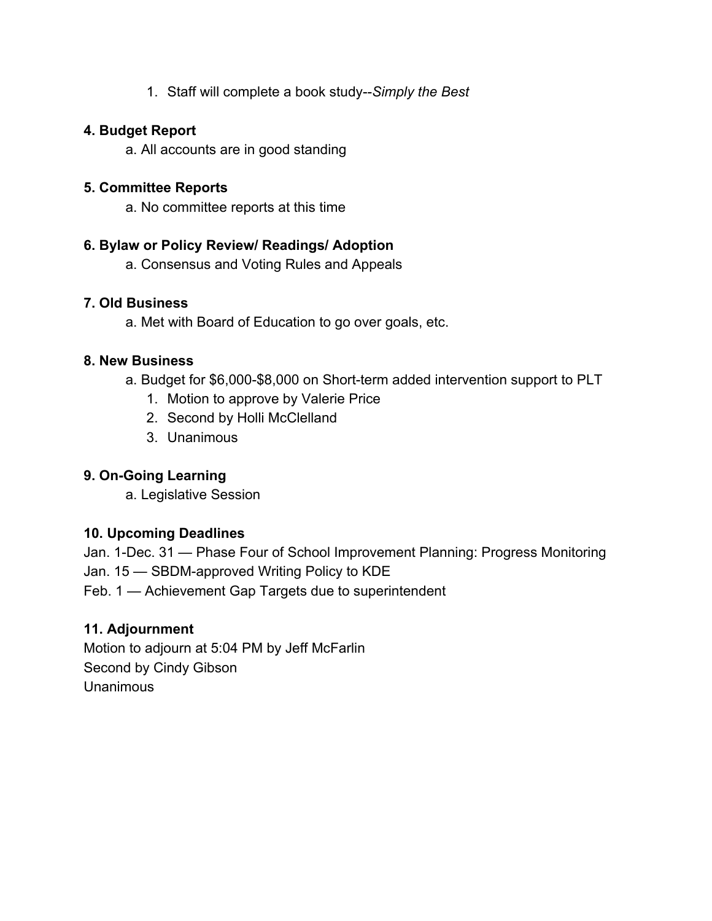1. Staff will complete a book study--*Simply the Best*

**4. Budget Report**

a. All accounts are in good standing

**5. Committee Reports**

a. No committee reports at this time

**6. Bylaw or Policy Review/ Readings/ Adoption**

a. Consensus and Voting Rules and Appeals

**7. Old Business**

a. Met with Board of Education to go over goals, etc.

**8. New Business**

a. Budget for $6,000-$8,000 on Short-term added intervention support to PLT

1. Motion to approve by Valerie Price
2. Second by Holli McClelland
3. Unanimous

**9. On-Going Learning**

a. Legislative Session

**10. Upcoming Deadlines**

Jan. 1-Dec. 31 — Phase Four of School Improvement Planning: Progress Monitoring
Jan. 15 — SBDM-approved Writing Policy to KDE
Feb. 1 — Achievement Gap Targets due to superintendent

**11. Adjournment**

Motion to adjourn at 5:04 PM by Jeff McFarlin
Second by Cindy Gibson
Unanimous